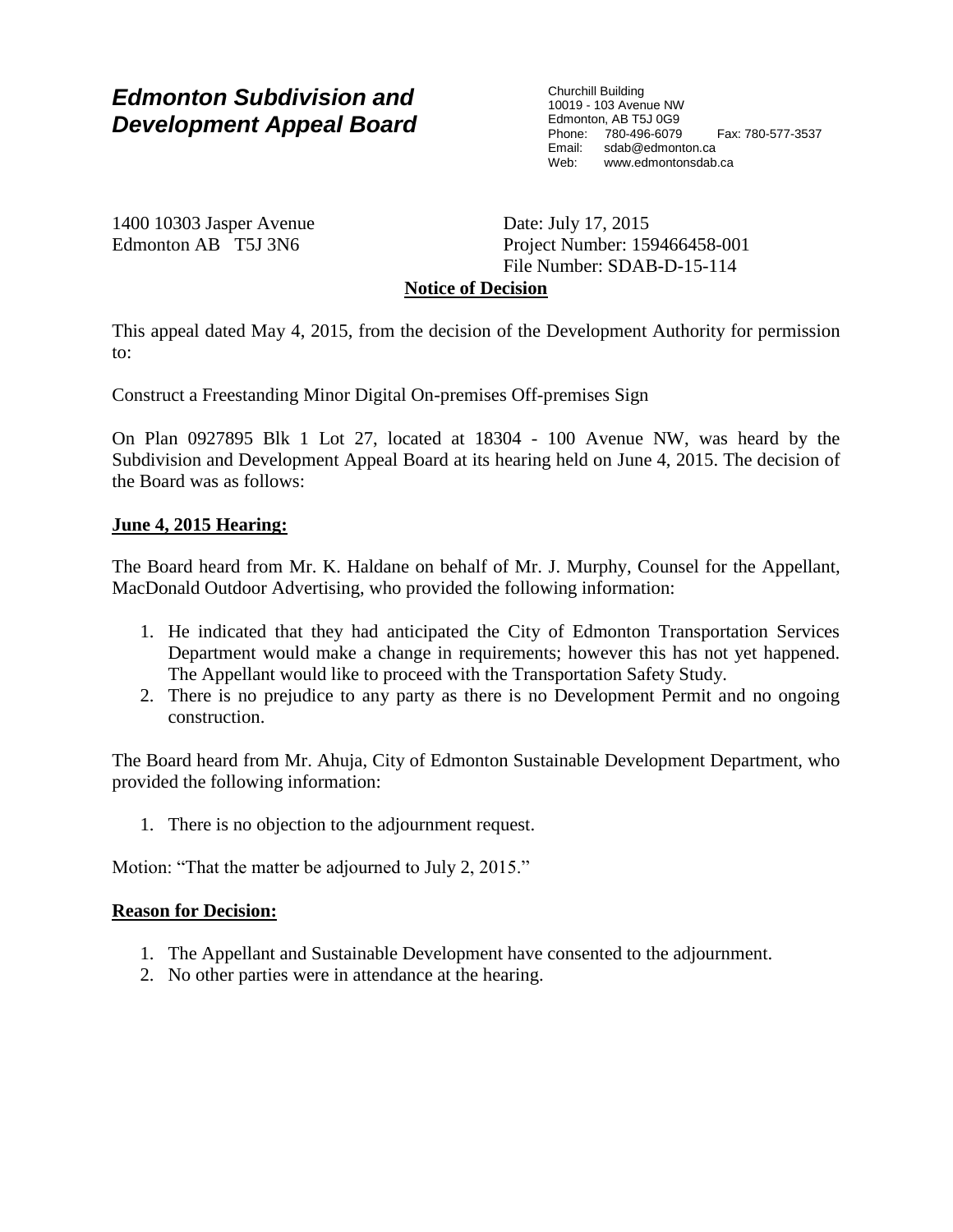# *Edmonton Subdivision and Development Appeal Board*

Churchill Building
10019 - 103 Avenue NW
Edmonton, AB T5J 0G9
Phone: 780-496-6079 Fax: 780-577-3537
Email: sdab@edmonton.ca
Web: www.edmontonsdab.ca

1400 10303 Jasper Avenue
Edmonton AB T5J 3N6

Date: July 17, 2015
Project Number: 159466458-001
File Number: SDAB-D-15-114

**Notice of Decision**

This appeal dated May 4, 2015, from the decision of the Development Authority for permission to:

Construct a Freestanding Minor Digital On-premises Off-premises Sign

On Plan 0927895 Blk 1 Lot 27, located at 18304 - 100 Avenue NW, was heard by the Subdivision and Development Appeal Board at its hearing held on June 4, 2015. The decision of the Board was as follows:

**June 4, 2015 Hearing:**

The Board heard from Mr. K. Haldane on behalf of Mr. J. Murphy, Counsel for the Appellant, MacDonald Outdoor Advertising, who provided the following information:

1. He indicated that they had anticipated the City of Edmonton Transportation Services Department would make a change in requirements; however this has not yet happened. The Appellant would like to proceed with the Transportation Safety Study.
2. There is no prejudice to any party as there is no Development Permit and no ongoing construction.

The Board heard from Mr. Ahuja, City of Edmonton Sustainable Development Department, who provided the following information:

1. There is no objection to the adjournment request.

Motion: "That the matter be adjourned to July 2, 2015."

**Reason for Decision:**

1. The Appellant and Sustainable Development have consented to the adjournment.
2. No other parties were in attendance at the hearing.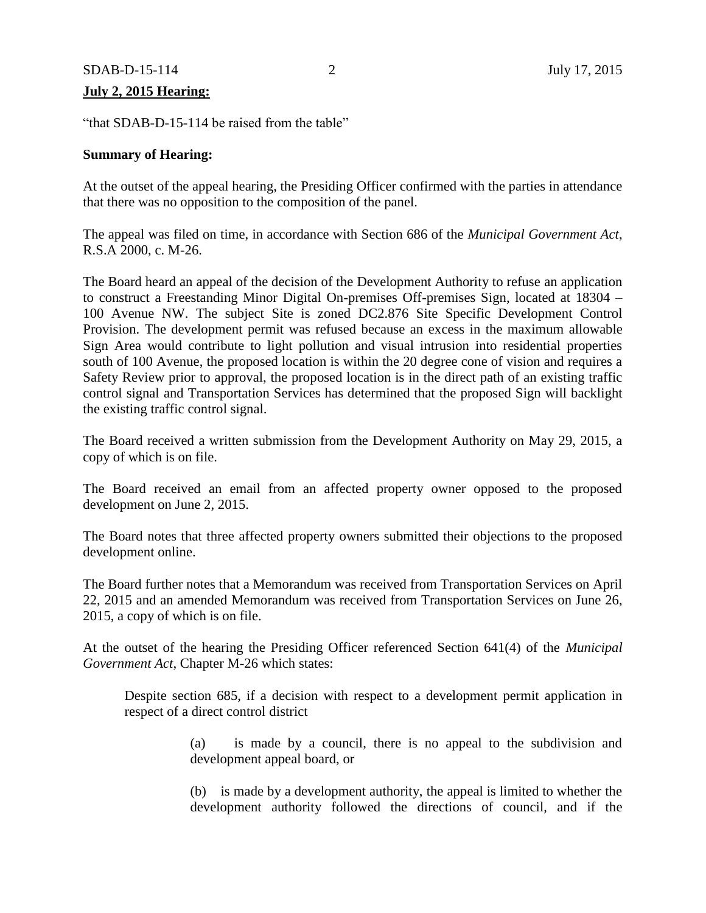**July 2, 2015 Hearing:**

"that SDAB-D-15-114 be raised from the table"

**Summary of Hearing:**

At the outset of the appeal hearing, the Presiding Officer confirmed with the parties in attendance that there was no opposition to the composition of the panel.

The appeal was filed on time, in accordance with Section 686 of the *Municipal Government Act*, R.S.A 2000, c. M-26.

The Board heard an appeal of the decision of the Development Authority to refuse an application to construct a Freestanding Minor Digital On-premises Off-premises Sign, located at 18304 – 100 Avenue NW. The subject Site is zoned DC2.876 Site Specific Development Control Provision. The development permit was refused because an excess in the maximum allowable Sign Area would contribute to light pollution and visual intrusion into residential properties south of 100 Avenue, the proposed location is within the 20 degree cone of vision and requires a Safety Review prior to approval, the proposed location is in the direct path of an existing traffic control signal and Transportation Services has determined that the proposed Sign will backlight the existing traffic control signal.

The Board received a written submission from the Development Authority on May 29, 2015, a copy of which is on file.

The Board received an email from an affected property owner opposed to the proposed development on June 2, 2015.

The Board notes that three affected property owners submitted their objections to the proposed development online.

The Board further notes that a Memorandum was received from Transportation Services on April 22, 2015 and an amended Memorandum was received from Transportation Services on June 26, 2015, a copy of which is on file.

At the outset of the hearing the Presiding Officer referenced Section 641(4) of the *Municipal Government Act*, Chapter M-26 which states:

> Despite section 685, if a decision with respect to a development permit application in respect of a direct control district
>
> > (a) is made by a council, there is no appeal to the subdivision and development appeal board, or
> >
> > (b) is made by a development authority, the appeal is limited to whether the development authority followed the directions of council, and if the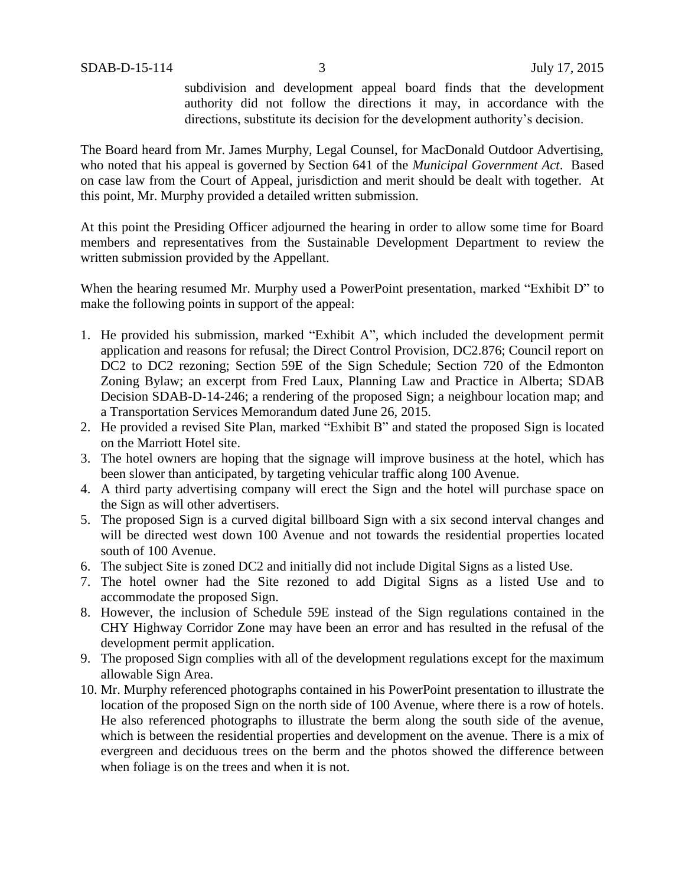subdivision and development appeal board finds that the development authority did not follow the directions it may, in accordance with the directions, substitute its decision for the development authority's decision.

The Board heard from Mr. James Murphy, Legal Counsel, for MacDonald Outdoor Advertising, who noted that his appeal is governed by Section 641 of the *Municipal Government Act*. Based on case law from the Court of Appeal, jurisdiction and merit should be dealt with together. At this point, Mr. Murphy provided a detailed written submission.

At this point the Presiding Officer adjourned the hearing in order to allow some time for Board members and representatives from the Sustainable Development Department to review the written submission provided by the Appellant.

When the hearing resumed Mr. Murphy used a PowerPoint presentation, marked "Exhibit D" to make the following points in support of the appeal:

1. He provided his submission, marked "Exhibit A", which included the development permit application and reasons for refusal; the Direct Control Provision, DC2.876; Council report on DC2 to DC2 rezoning; Section 59E of the Sign Schedule; Section 720 of the Edmonton Zoning Bylaw; an excerpt from Fred Laux, Planning Law and Practice in Alberta; SDAB Decision SDAB-D-14-246; a rendering of the proposed Sign; a neighbour location map; and a Transportation Services Memorandum dated June 26, 2015.
2. He provided a revised Site Plan, marked "Exhibit B" and stated the proposed Sign is located on the Marriott Hotel site.
3. The hotel owners are hoping that the signage will improve business at the hotel, which has been slower than anticipated, by targeting vehicular traffic along 100 Avenue.
4. A third party advertising company will erect the Sign and the hotel will purchase space on the Sign as will other advertisers.
5. The proposed Sign is a curved digital billboard Sign with a six second interval changes and will be directed west down 100 Avenue and not towards the residential properties located south of 100 Avenue.
6. The subject Site is zoned DC2 and initially did not include Digital Signs as a listed Use.
7. The hotel owner had the Site rezoned to add Digital Signs as a listed Use and to accommodate the proposed Sign.
8. However, the inclusion of Schedule 59E instead of the Sign regulations contained in the CHY Highway Corridor Zone may have been an error and has resulted in the refusal of the development permit application.
9. The proposed Sign complies with all of the development regulations except for the maximum allowable Sign Area.
10. Mr. Murphy referenced photographs contained in his PowerPoint presentation to illustrate the location of the proposed Sign on the north side of 100 Avenue, where there is a row of hotels. He also referenced photographs to illustrate the berm along the south side of the avenue, which is between the residential properties and development on the avenue. There is a mix of evergreen and deciduous trees on the berm and the photos showed the difference between when foliage is on the trees and when it is not.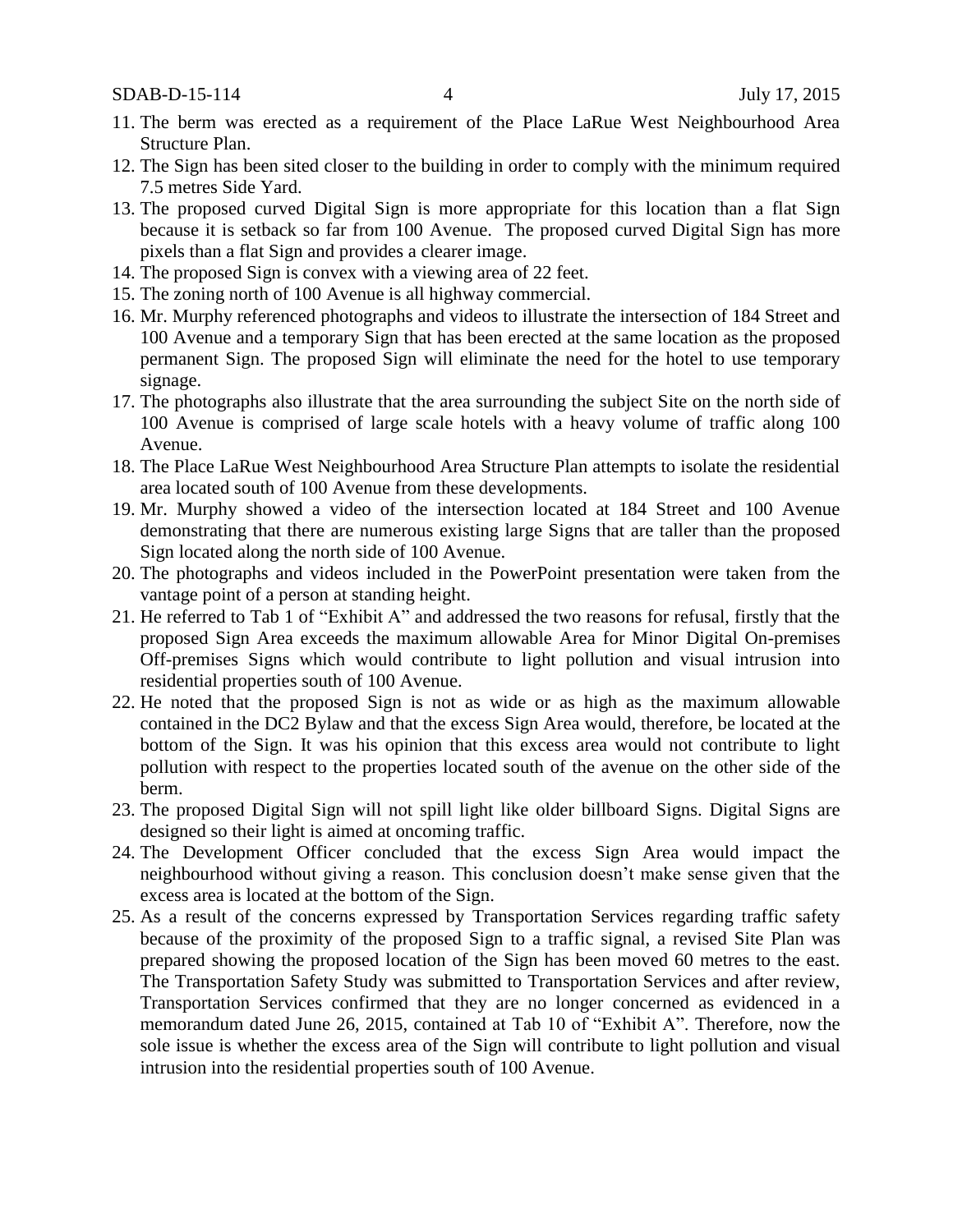11. The berm was erected as a requirement of the Place LaRue West Neighbourhood Area Structure Plan.
12. The Sign has been sited closer to the building in order to comply with the minimum required 7.5 metres Side Yard.
13. The proposed curved Digital Sign is more appropriate for this location than a flat Sign because it is setback so far from 100 Avenue. The proposed curved Digital Sign has more pixels than a flat Sign and provides a clearer image.
14. The proposed Sign is convex with a viewing area of 22 feet.
15. The zoning north of 100 Avenue is all highway commercial.
16. Mr. Murphy referenced photographs and videos to illustrate the intersection of 184 Street and 100 Avenue and a temporary Sign that has been erected at the same location as the proposed permanent Sign. The proposed Sign will eliminate the need for the hotel to use temporary signage.
17. The photographs also illustrate that the area surrounding the subject Site on the north side of 100 Avenue is comprised of large scale hotels with a heavy volume of traffic along 100 Avenue.
18. The Place LaRue West Neighbourhood Area Structure Plan attempts to isolate the residential area located south of 100 Avenue from these developments.
19. Mr. Murphy showed a video of the intersection located at 184 Street and 100 Avenue demonstrating that there are numerous existing large Signs that are taller than the proposed Sign located along the north side of 100 Avenue.
20. The photographs and videos included in the PowerPoint presentation were taken from the vantage point of a person at standing height.
21. He referred to Tab 1 of "Exhibit A" and addressed the two reasons for refusal, firstly that the proposed Sign Area exceeds the maximum allowable Area for Minor Digital On-premises Off-premises Signs which would contribute to light pollution and visual intrusion into residential properties south of 100 Avenue.
22. He noted that the proposed Sign is not as wide or as high as the maximum allowable contained in the DC2 Bylaw and that the excess Sign Area would, therefore, be located at the bottom of the Sign. It was his opinion that this excess area would not contribute to light pollution with respect to the properties located south of the avenue on the other side of the berm.
23. The proposed Digital Sign will not spill light like older billboard Signs. Digital Signs are designed so their light is aimed at oncoming traffic.
24. The Development Officer concluded that the excess Sign Area would impact the neighbourhood without giving a reason. This conclusion doesn't make sense given that the excess area is located at the bottom of the Sign.
25. As a result of the concerns expressed by Transportation Services regarding traffic safety because of the proximity of the proposed Sign to a traffic signal, a revised Site Plan was prepared showing the proposed location of the Sign has been moved 60 metres to the east. The Transportation Safety Study was submitted to Transportation Services and after review, Transportation Services confirmed that they are no longer concerned as evidenced in a memorandum dated June 26, 2015, contained at Tab 10 of "Exhibit A". Therefore, now the sole issue is whether the excess area of the Sign will contribute to light pollution and visual intrusion into the residential properties south of 100 Avenue.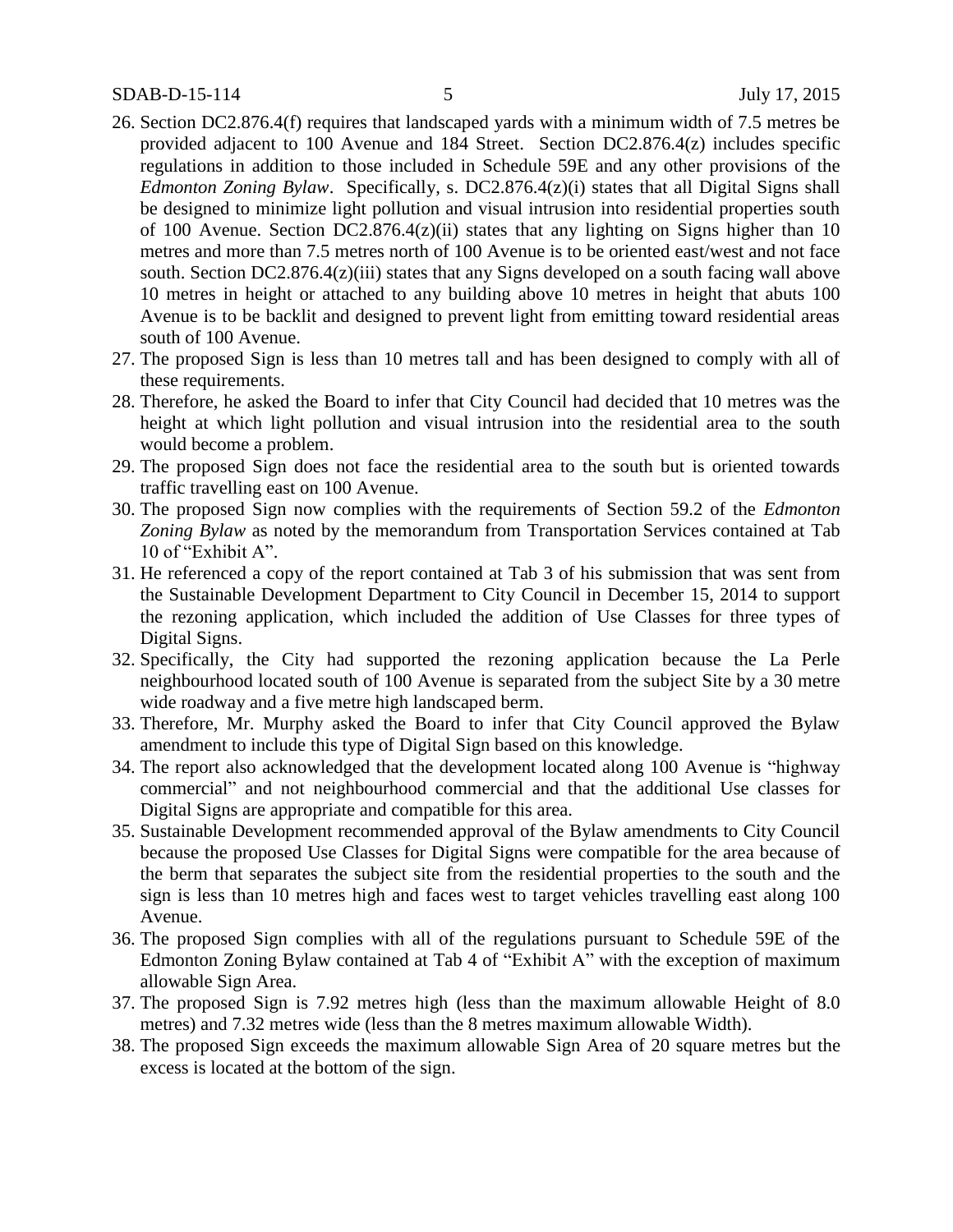26. Section DC2.876.4(f) requires that landscaped yards with a minimum width of 7.5 metres be provided adjacent to 100 Avenue and 184 Street. Section DC2.876.4(z) includes specific regulations in addition to those included in Schedule 59E and any other provisions of the *Edmonton Zoning Bylaw*. Specifically, s. DC2.876.4(z)(i) states that all Digital Signs shall be designed to minimize light pollution and visual intrusion into residential properties south of 100 Avenue. Section DC2.876.4(z)(ii) states that any lighting on Signs higher than 10 metres and more than 7.5 metres north of 100 Avenue is to be oriented east/west and not face south. Section DC2.876.4(z)(iii) states that any Signs developed on a south facing wall above 10 metres in height or attached to any building above 10 metres in height that abuts 100 Avenue is to be backlit and designed to prevent light from emitting toward residential areas south of 100 Avenue.
27. The proposed Sign is less than 10 metres tall and has been designed to comply with all of these requirements.
28. Therefore, he asked the Board to infer that City Council had decided that 10 metres was the height at which light pollution and visual intrusion into the residential area to the south would become a problem.
29. The proposed Sign does not face the residential area to the south but is oriented towards traffic travelling east on 100 Avenue.
30. The proposed Sign now complies with the requirements of Section 59.2 of the *Edmonton Zoning Bylaw* as noted by the memorandum from Transportation Services contained at Tab 10 of "Exhibit A".
31. He referenced a copy of the report contained at Tab 3 of his submission that was sent from the Sustainable Development Department to City Council in December 15, 2014 to support the rezoning application, which included the addition of Use Classes for three types of Digital Signs.
32. Specifically, the City had supported the rezoning application because the La Perle neighbourhood located south of 100 Avenue is separated from the subject Site by a 30 metre wide roadway and a five metre high landscaped berm.
33. Therefore, Mr. Murphy asked the Board to infer that City Council approved the Bylaw amendment to include this type of Digital Sign based on this knowledge.
34. The report also acknowledged that the development located along 100 Avenue is "highway commercial" and not neighbourhood commercial and that the additional Use classes for Digital Signs are appropriate and compatible for this area.
35. Sustainable Development recommended approval of the Bylaw amendments to City Council because the proposed Use Classes for Digital Signs were compatible for the area because of the berm that separates the subject site from the residential properties to the south and the sign is less than 10 metres high and faces west to target vehicles travelling east along 100 Avenue.
36. The proposed Sign complies with all of the regulations pursuant to Schedule 59E of the Edmonton Zoning Bylaw contained at Tab 4 of "Exhibit A" with the exception of maximum allowable Sign Area.
37. The proposed Sign is 7.92 metres high (less than the maximum allowable Height of 8.0 metres) and 7.32 metres wide (less than the 8 metres maximum allowable Width).
38. The proposed Sign exceeds the maximum allowable Sign Area of 20 square metres but the excess is located at the bottom of the sign.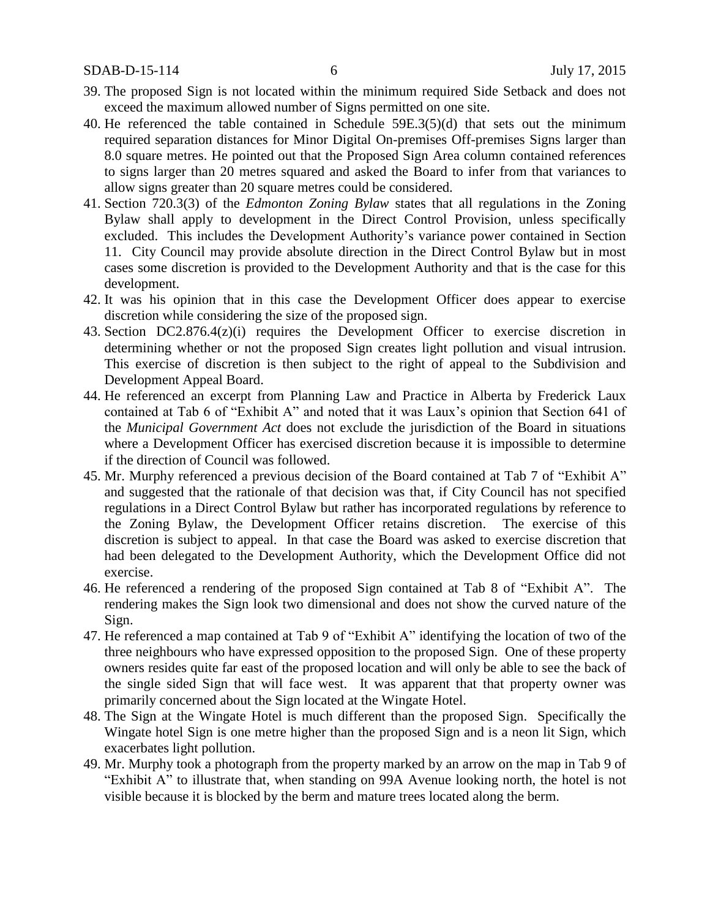39. The proposed Sign is not located within the minimum required Side Setback and does not exceed the maximum allowed number of Signs permitted on one site.
40. He referenced the table contained in Schedule 59E.3(5)(d) that sets out the minimum required separation distances for Minor Digital On-premises Off-premises Signs larger than 8.0 square metres. He pointed out that the Proposed Sign Area column contained references to signs larger than 20 metres squared and asked the Board to infer from that variances to allow signs greater than 20 square metres could be considered.
41. Section 720.3(3) of the *Edmonton Zoning Bylaw* states that all regulations in the Zoning Bylaw shall apply to development in the Direct Control Provision, unless specifically excluded. This includes the Development Authority's variance power contained in Section 11. City Council may provide absolute direction in the Direct Control Bylaw but in most cases some discretion is provided to the Development Authority and that is the case for this development.
42. It was his opinion that in this case the Development Officer does appear to exercise discretion while considering the size of the proposed sign.
43. Section DC2.876.4(z)(i) requires the Development Officer to exercise discretion in determining whether or not the proposed Sign creates light pollution and visual intrusion. This exercise of discretion is then subject to the right of appeal to the Subdivision and Development Appeal Board.
44. He referenced an excerpt from Planning Law and Practice in Alberta by Frederick Laux contained at Tab 6 of "Exhibit A" and noted that it was Laux's opinion that Section 641 of the *Municipal Government Act* does not exclude the jurisdiction of the Board in situations where a Development Officer has exercised discretion because it is impossible to determine if the direction of Council was followed.
45. Mr. Murphy referenced a previous decision of the Board contained at Tab 7 of "Exhibit A" and suggested that the rationale of that decision was that, if City Council has not specified regulations in a Direct Control Bylaw but rather has incorporated regulations by reference to the Zoning Bylaw, the Development Officer retains discretion. The exercise of this discretion is subject to appeal. In that case the Board was asked to exercise discretion that had been delegated to the Development Authority, which the Development Office did not exercise.
46. He referenced a rendering of the proposed Sign contained at Tab 8 of "Exhibit A". The rendering makes the Sign look two dimensional and does not show the curved nature of the Sign.
47. He referenced a map contained at Tab 9 of "Exhibit A" identifying the location of two of the three neighbours who have expressed opposition to the proposed Sign. One of these property owners resides quite far east of the proposed location and will only be able to see the back of the single sided Sign that will face west. It was apparent that that property owner was primarily concerned about the Sign located at the Wingate Hotel.
48. The Sign at the Wingate Hotel is much different than the proposed Sign. Specifically the Wingate hotel Sign is one metre higher than the proposed Sign and is a neon lit Sign, which exacerbates light pollution.
49. Mr. Murphy took a photograph from the property marked by an arrow on the map in Tab 9 of "Exhibit A" to illustrate that, when standing on 99A Avenue looking north, the hotel is not visible because it is blocked by the berm and mature trees located along the berm.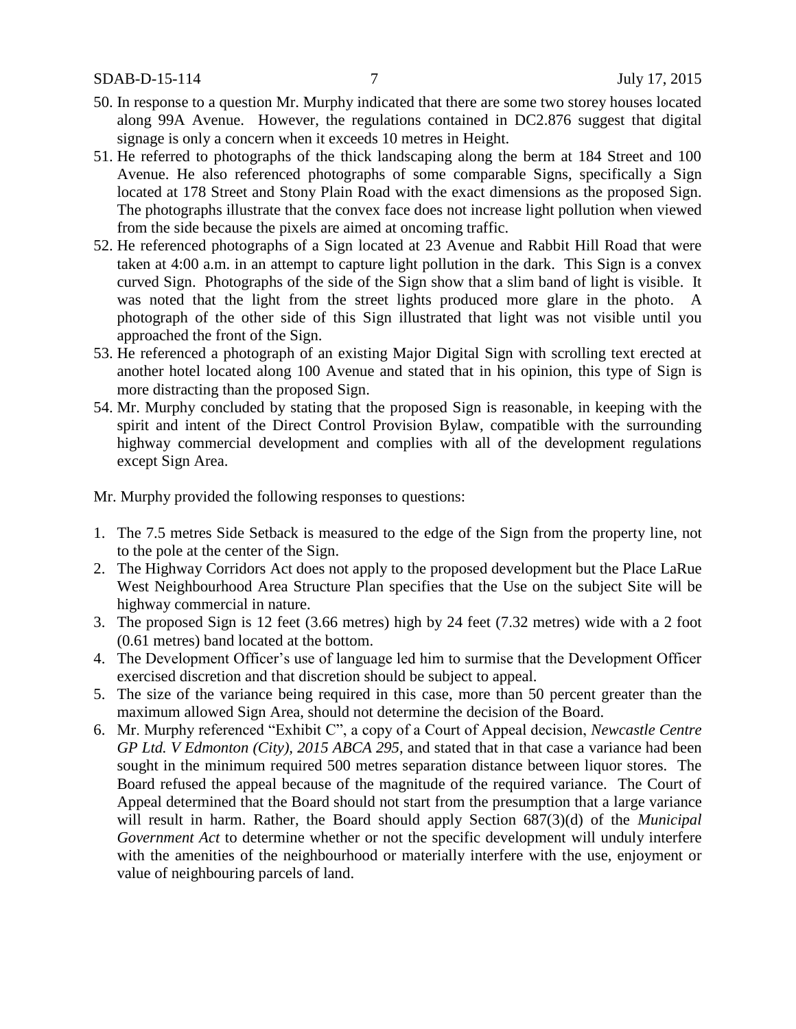50. In response to a question Mr. Murphy indicated that there are some two storey houses located along 99A Avenue. However, the regulations contained in DC2.876 suggest that digital signage is only a concern when it exceeds 10 metres in Height.
51. He referred to photographs of the thick landscaping along the berm at 184 Street and 100 Avenue. He also referenced photographs of some comparable Signs, specifically a Sign located at 178 Street and Stony Plain Road with the exact dimensions as the proposed Sign. The photographs illustrate that the convex face does not increase light pollution when viewed from the side because the pixels are aimed at oncoming traffic.
52. He referenced photographs of a Sign located at 23 Avenue and Rabbit Hill Road that were taken at 4:00 a.m. in an attempt to capture light pollution in the dark. This Sign is a convex curved Sign. Photographs of the side of the Sign show that a slim band of light is visible. It was noted that the light from the street lights produced more glare in the photo. A photograph of the other side of this Sign illustrated that light was not visible until you approached the front of the Sign.
53. He referenced a photograph of an existing Major Digital Sign with scrolling text erected at another hotel located along 100 Avenue and stated that in his opinion, this type of Sign is more distracting than the proposed Sign.
54. Mr. Murphy concluded by stating that the proposed Sign is reasonable, in keeping with the spirit and intent of the Direct Control Provision Bylaw, compatible with the surrounding highway commercial development and complies with all of the development regulations except Sign Area.

Mr. Murphy provided the following responses to questions:

1. The 7.5 metres Side Setback is measured to the edge of the Sign from the property line, not to the pole at the center of the Sign.
2. The Highway Corridors Act does not apply to the proposed development but the Place LaRue West Neighbourhood Area Structure Plan specifies that the Use on the subject Site will be highway commercial in nature.
3. The proposed Sign is 12 feet (3.66 metres) high by 24 feet (7.32 metres) wide with a 2 foot (0.61 metres) band located at the bottom.
4. The Development Officer's use of language led him to surmise that the Development Officer exercised discretion and that discretion should be subject to appeal.
5. The size of the variance being required in this case, more than 50 percent greater than the maximum allowed Sign Area, should not determine the decision of the Board.
6. Mr. Murphy referenced "Exhibit C", a copy of a Court of Appeal decision, *Newcastle Centre GP Ltd. V Edmonton (City), 2015 ABCA 295*, and stated that in that case a variance had been sought in the minimum required 500 metres separation distance between liquor stores. The Board refused the appeal because of the magnitude of the required variance. The Court of Appeal determined that the Board should not start from the presumption that a large variance will result in harm. Rather, the Board should apply Section 687(3)(d) of the *Municipal Government Act* to determine whether or not the specific development will unduly interfere with the amenities of the neighbourhood or materially interfere with the use, enjoyment or value of neighbouring parcels of land.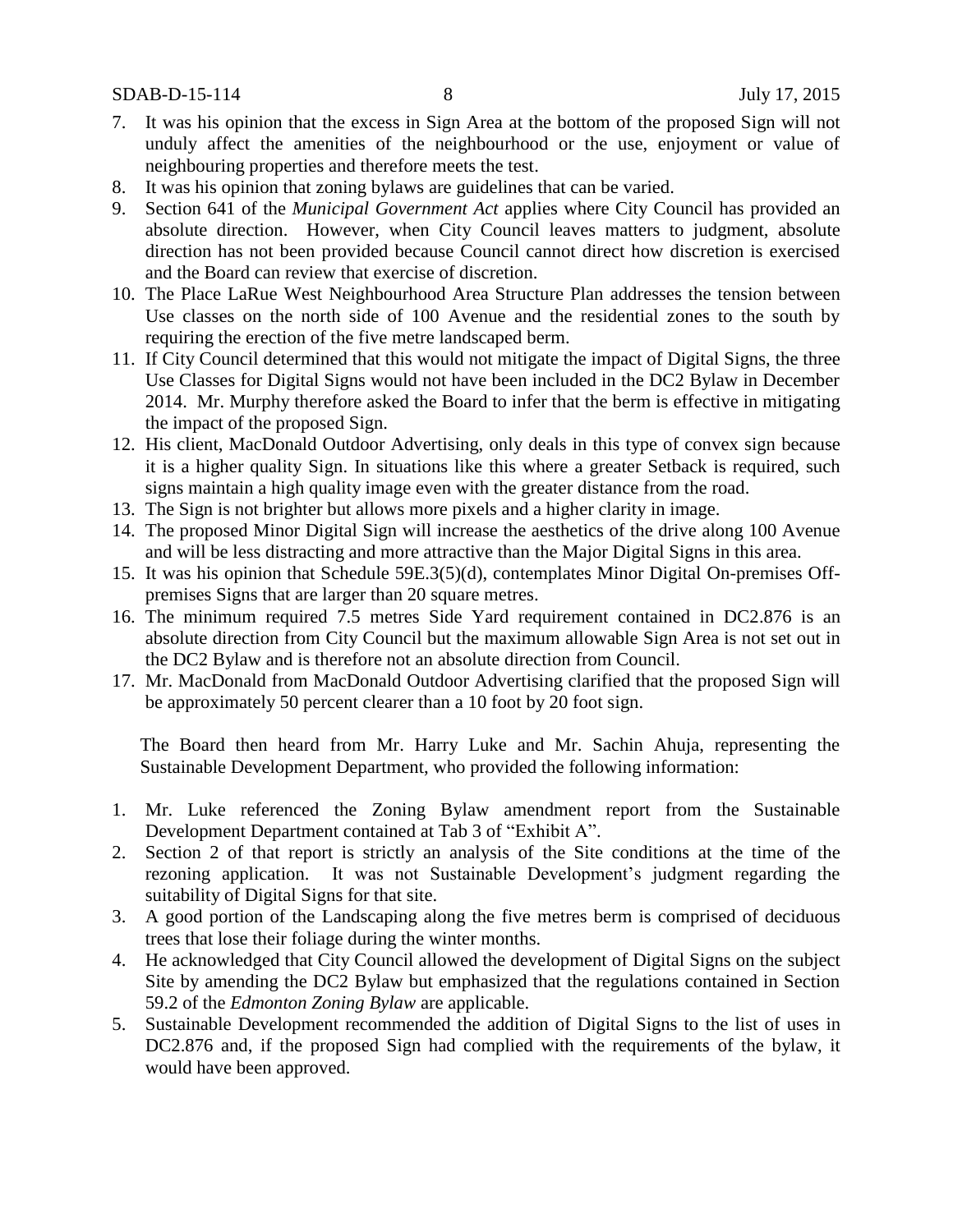7. It was his opinion that the excess in Sign Area at the bottom of the proposed Sign will not unduly affect the amenities of the neighbourhood or the use, enjoyment or value of neighbouring properties and therefore meets the test.
8. It was his opinion that zoning bylaws are guidelines that can be varied.
9. Section 641 of the *Municipal Government Act* applies where City Council has provided an absolute direction. However, when City Council leaves matters to judgment, absolute direction has not been provided because Council cannot direct how discretion is exercised and the Board can review that exercise of discretion.
10. The Place LaRue West Neighbourhood Area Structure Plan addresses the tension between Use classes on the north side of 100 Avenue and the residential zones to the south by requiring the erection of the five metre landscaped berm.
11. If City Council determined that this would not mitigate the impact of Digital Signs, the three Use Classes for Digital Signs would not have been included in the DC2 Bylaw in December 2014. Mr. Murphy therefore asked the Board to infer that the berm is effective in mitigating the impact of the proposed Sign.
12. His client, MacDonald Outdoor Advertising, only deals in this type of convex sign because it is a higher quality Sign. In situations like this where a greater Setback is required, such signs maintain a high quality image even with the greater distance from the road.
13. The Sign is not brighter but allows more pixels and a higher clarity in image.
14. The proposed Minor Digital Sign will increase the aesthetics of the drive along 100 Avenue and will be less distracting and more attractive than the Major Digital Signs in this area.
15. It was his opinion that Schedule 59E.3(5)(d), contemplates Minor Digital On-premises Off-premises Signs that are larger than 20 square metres.
16. The minimum required 7.5 metres Side Yard requirement contained in DC2.876 is an absolute direction from City Council but the maximum allowable Sign Area is not set out in the DC2 Bylaw and is therefore not an absolute direction from Council.
17. Mr. MacDonald from MacDonald Outdoor Advertising clarified that the proposed Sign will be approximately 50 percent clearer than a 10 foot by 20 foot sign.

The Board then heard from Mr. Harry Luke and Mr. Sachin Ahuja, representing the Sustainable Development Department, who provided the following information:

1. Mr. Luke referenced the Zoning Bylaw amendment report from the Sustainable Development Department contained at Tab 3 of "Exhibit A".
2. Section 2 of that report is strictly an analysis of the Site conditions at the time of the rezoning application. It was not Sustainable Development's judgment regarding the suitability of Digital Signs for that site.
3. A good portion of the Landscaping along the five metres berm is comprised of deciduous trees that lose their foliage during the winter months.
4. He acknowledged that City Council allowed the development of Digital Signs on the subject Site by amending the DC2 Bylaw but emphasized that the regulations contained in Section 59.2 of the *Edmonton Zoning Bylaw* are applicable.
5. Sustainable Development recommended the addition of Digital Signs to the list of uses in DC2.876 and, if the proposed Sign had complied with the requirements of the bylaw, it would have been approved.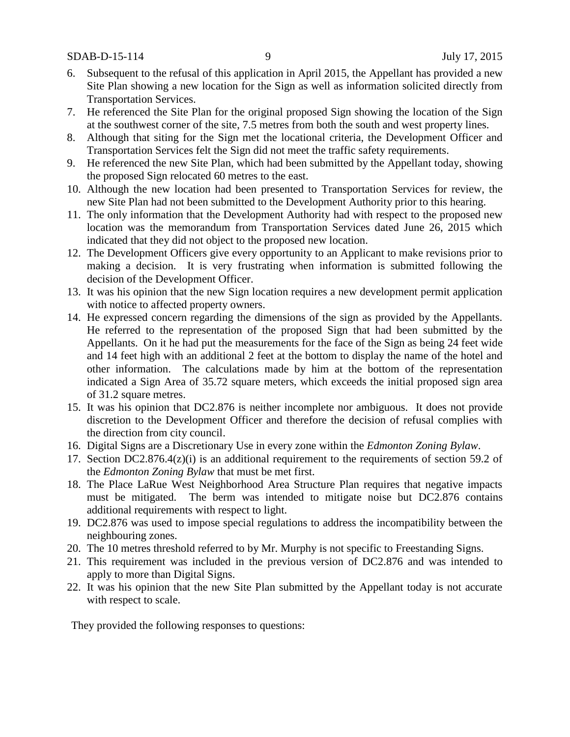6. Subsequent to the refusal of this application in April 2015, the Appellant has provided a new Site Plan showing a new location for the Sign as well as information solicited directly from Transportation Services.
7. He referenced the Site Plan for the original proposed Sign showing the location of the Sign at the southwest corner of the site, 7.5 metres from both the south and west property lines.
8. Although that siting for the Sign met the locational criteria, the Development Officer and Transportation Services felt the Sign did not meet the traffic safety requirements.
9. He referenced the new Site Plan, which had been submitted by the Appellant today, showing the proposed Sign relocated 60 metres to the east.
10. Although the new location had been presented to Transportation Services for review, the new Site Plan had not been submitted to the Development Authority prior to this hearing.
11. The only information that the Development Authority had with respect to the proposed new location was the memorandum from Transportation Services dated June 26, 2015 which indicated that they did not object to the proposed new location.
12. The Development Officers give every opportunity to an Applicant to make revisions prior to making a decision. It is very frustrating when information is submitted following the decision of the Development Officer.
13. It was his opinion that the new Sign location requires a new development permit application with notice to affected property owners.
14. He expressed concern regarding the dimensions of the sign as provided by the Appellants. He referred to the representation of the proposed Sign that had been submitted by the Appellants. On it he had put the measurements for the face of the Sign as being 24 feet wide and 14 feet high with an additional 2 feet at the bottom to display the name of the hotel and other information. The calculations made by him at the bottom of the representation indicated a Sign Area of 35.72 square meters, which exceeds the initial proposed sign area of 31.2 square metres.
15. It was his opinion that DC2.876 is neither incomplete nor ambiguous. It does not provide discretion to the Development Officer and therefore the decision of refusal complies with the direction from city council.
16. Digital Signs are a Discretionary Use in every zone within the *Edmonton Zoning Bylaw*.
17. Section DC2.876.4(z)(i) is an additional requirement to the requirements of section 59.2 of the *Edmonton Zoning Bylaw* that must be met first.
18. The Place LaRue West Neighborhood Area Structure Plan requires that negative impacts must be mitigated. The berm was intended to mitigate noise but DC2.876 contains additional requirements with respect to light.
19. DC2.876 was used to impose special regulations to address the incompatibility between the neighbouring zones.
20. The 10 metres threshold referred to by Mr. Murphy is not specific to Freestanding Signs.
21. This requirement was included in the previous version of DC2.876 and was intended to apply to more than Digital Signs.
22. It was his opinion that the new Site Plan submitted by the Appellant today is not accurate with respect to scale.

They provided the following responses to questions: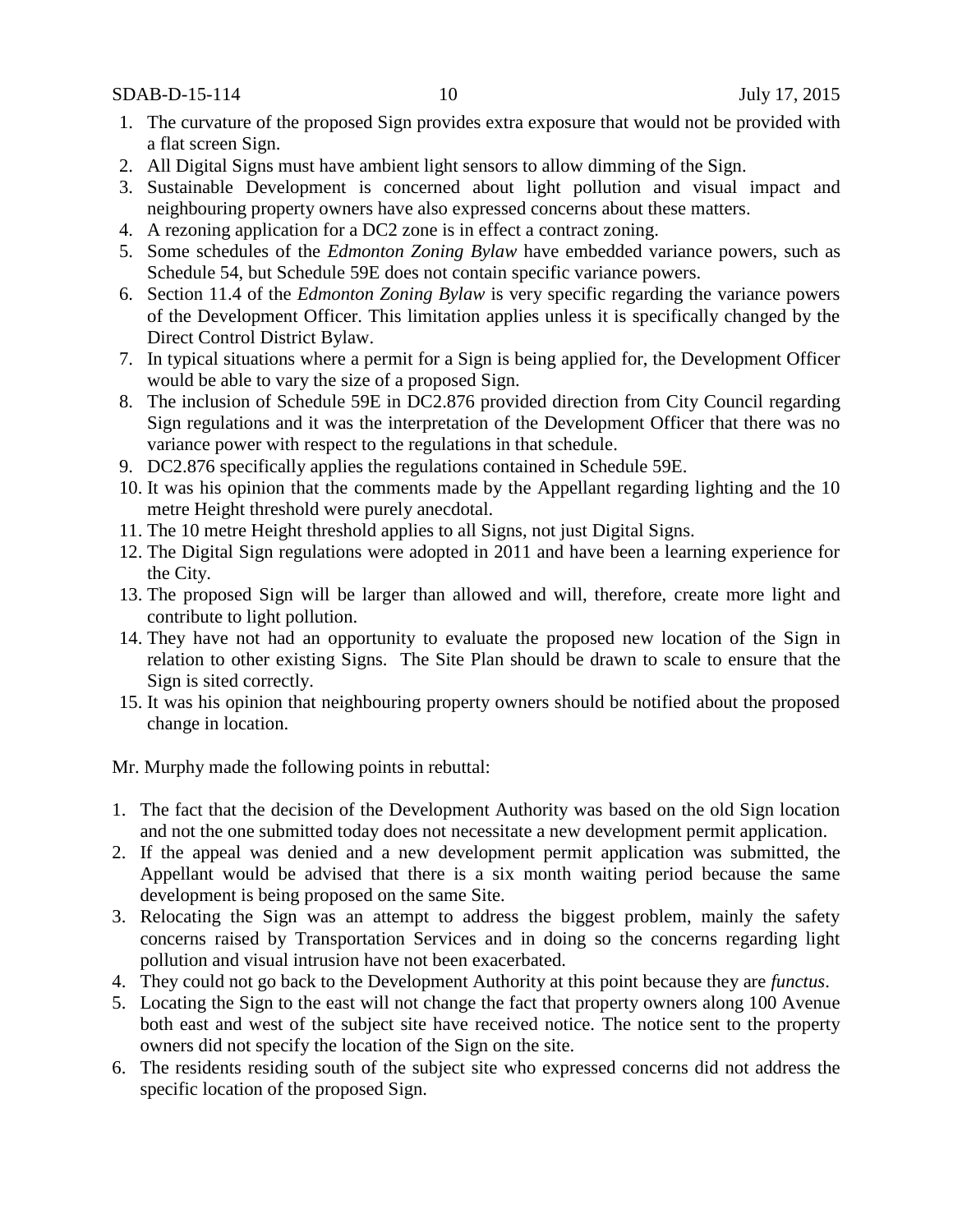1. The curvature of the proposed Sign provides extra exposure that would not be provided with a flat screen Sign.
2. All Digital Signs must have ambient light sensors to allow dimming of the Sign.
3. Sustainable Development is concerned about light pollution and visual impact and neighbouring property owners have also expressed concerns about these matters.
4. A rezoning application for a DC2 zone is in effect a contract zoning.
5. Some schedules of the *Edmonton Zoning Bylaw* have embedded variance powers, such as Schedule 54, but Schedule 59E does not contain specific variance powers.
6. Section 11.4 of the *Edmonton Zoning Bylaw* is very specific regarding the variance powers of the Development Officer. This limitation applies unless it is specifically changed by the Direct Control District Bylaw.
7. In typical situations where a permit for a Sign is being applied for, the Development Officer would be able to vary the size of a proposed Sign.
8. The inclusion of Schedule 59E in DC2.876 provided direction from City Council regarding Sign regulations and it was the interpretation of the Development Officer that there was no variance power with respect to the regulations in that schedule.
9. DC2.876 specifically applies the regulations contained in Schedule 59E.
10. It was his opinion that the comments made by the Appellant regarding lighting and the 10 metre Height threshold were purely anecdotal.
11. The 10 metre Height threshold applies to all Signs, not just Digital Signs.
12. The Digital Sign regulations were adopted in 2011 and have been a learning experience for the City.
13. The proposed Sign will be larger than allowed and will, therefore, create more light and contribute to light pollution.
14. They have not had an opportunity to evaluate the proposed new location of the Sign in relation to other existing Signs. The Site Plan should be drawn to scale to ensure that the Sign is sited correctly.
15. It was his opinion that neighbouring property owners should be notified about the proposed change in location.

Mr. Murphy made the following points in rebuttal:

1. The fact that the decision of the Development Authority was based on the old Sign location and not the one submitted today does not necessitate a new development permit application.
2. If the appeal was denied and a new development permit application was submitted, the Appellant would be advised that there is a six month waiting period because the same development is being proposed on the same Site.
3. Relocating the Sign was an attempt to address the biggest problem, mainly the safety concerns raised by Transportation Services and in doing so the concerns regarding light pollution and visual intrusion have not been exacerbated.
4. They could not go back to the Development Authority at this point because they are *functus*.
5. Locating the Sign to the east will not change the fact that property owners along 100 Avenue both east and west of the subject site have received notice. The notice sent to the property owners did not specify the location of the Sign on the site.
6. The residents residing south of the subject site who expressed concerns did not address the specific location of the proposed Sign.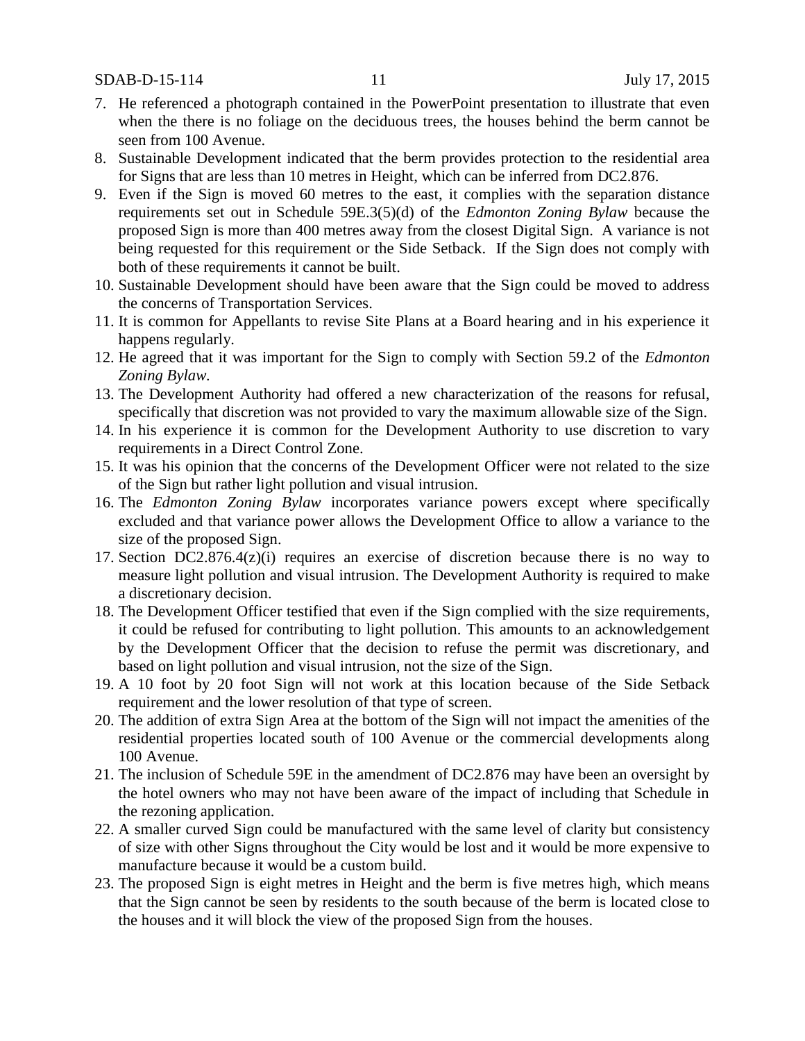7. He referenced a photograph contained in the PowerPoint presentation to illustrate that even when the there is no foliage on the deciduous trees, the houses behind the berm cannot be seen from 100 Avenue.
8. Sustainable Development indicated that the berm provides protection to the residential area for Signs that are less than 10 metres in Height, which can be inferred from DC2.876.
9. Even if the Sign is moved 60 metres to the east, it complies with the separation distance requirements set out in Schedule 59E.3(5)(d) of the *Edmonton Zoning Bylaw* because the proposed Sign is more than 400 metres away from the closest Digital Sign. A variance is not being requested for this requirement or the Side Setback. If the Sign does not comply with both of these requirements it cannot be built.
10. Sustainable Development should have been aware that the Sign could be moved to address the concerns of Transportation Services.
11. It is common for Appellants to revise Site Plans at a Board hearing and in his experience it happens regularly.
12. He agreed that it was important for the Sign to comply with Section 59.2 of the *Edmonton Zoning Bylaw*.
13. The Development Authority had offered a new characterization of the reasons for refusal, specifically that discretion was not provided to vary the maximum allowable size of the Sign.
14. In his experience it is common for the Development Authority to use discretion to vary requirements in a Direct Control Zone.
15. It was his opinion that the concerns of the Development Officer were not related to the size of the Sign but rather light pollution and visual intrusion.
16. The *Edmonton Zoning Bylaw* incorporates variance powers except where specifically excluded and that variance power allows the Development Office to allow a variance to the size of the proposed Sign.
17. Section DC2.876.4(z)(i) requires an exercise of discretion because there is no way to measure light pollution and visual intrusion. The Development Authority is required to make a discretionary decision.
18. The Development Officer testified that even if the Sign complied with the size requirements, it could be refused for contributing to light pollution. This amounts to an acknowledgement by the Development Officer that the decision to refuse the permit was discretionary, and based on light pollution and visual intrusion, not the size of the Sign.
19. A 10 foot by 20 foot Sign will not work at this location because of the Side Setback requirement and the lower resolution of that type of screen.
20. The addition of extra Sign Area at the bottom of the Sign will not impact the amenities of the residential properties located south of 100 Avenue or the commercial developments along 100 Avenue.
21. The inclusion of Schedule 59E in the amendment of DC2.876 may have been an oversight by the hotel owners who may not have been aware of the impact of including that Schedule in the rezoning application.
22. A smaller curved Sign could be manufactured with the same level of clarity but consistency of size with other Signs throughout the City would be lost and it would be more expensive to manufacture because it would be a custom build.
23. The proposed Sign is eight metres in Height and the berm is five metres high, which means that the Sign cannot be seen by residents to the south because of the berm is located close to the houses and it will block the view of the proposed Sign from the houses.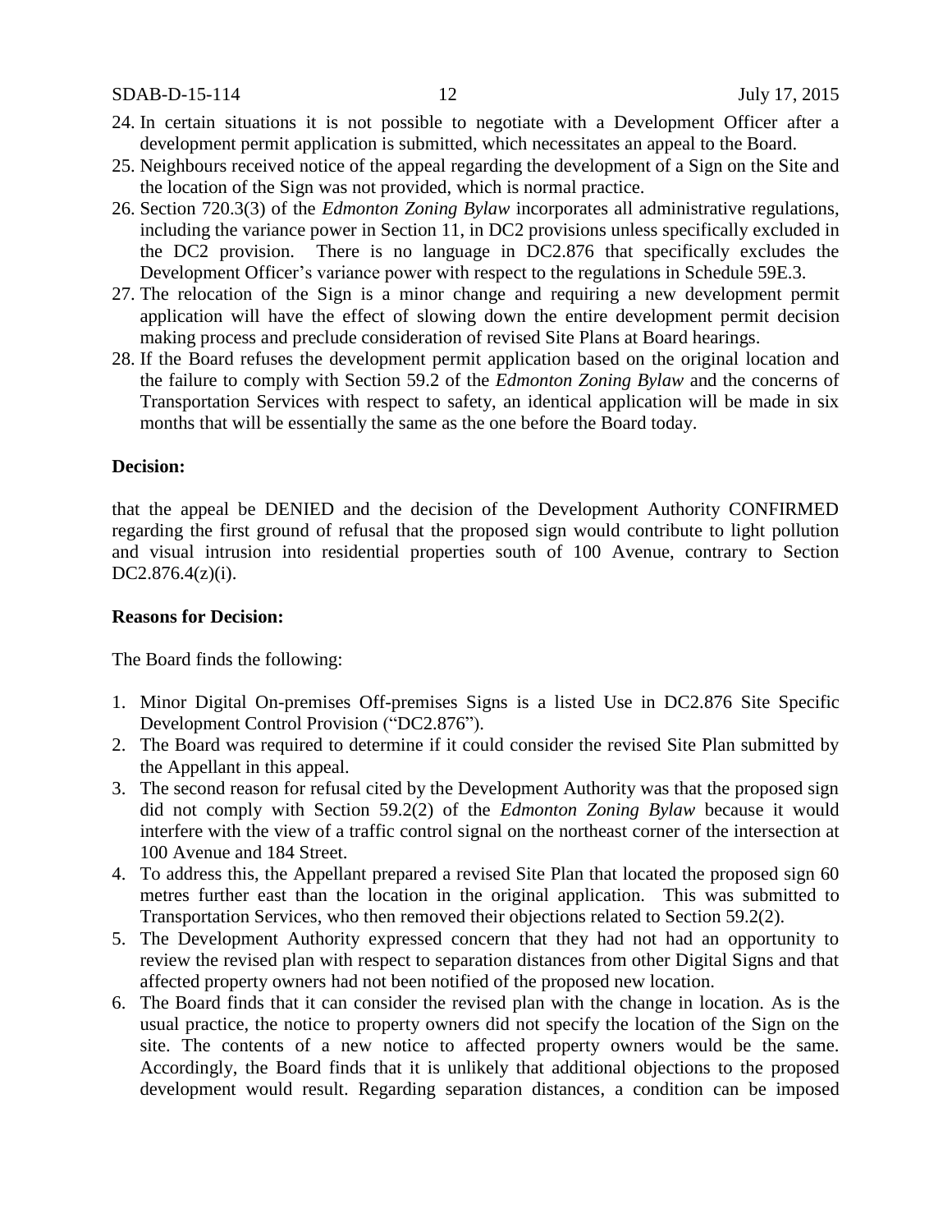24. In certain situations it is not possible to negotiate with a Development Officer after a development permit application is submitted, which necessitates an appeal to the Board.
25. Neighbours received notice of the appeal regarding the development of a Sign on the Site and the location of the Sign was not provided, which is normal practice.
26. Section 720.3(3) of the *Edmonton Zoning Bylaw* incorporates all administrative regulations, including the variance power in Section 11, in DC2 provisions unless specifically excluded in the DC2 provision. There is no language in DC2.876 that specifically excludes the Development Officer's variance power with respect to the regulations in Schedule 59E.3.
27. The relocation of the Sign is a minor change and requiring a new development permit application will have the effect of slowing down the entire development permit decision making process and preclude consideration of revised Site Plans at Board hearings.
28. If the Board refuses the development permit application based on the original location and the failure to comply with Section 59.2 of the *Edmonton Zoning Bylaw* and the concerns of Transportation Services with respect to safety, an identical application will be made in six months that will be essentially the same as the one before the Board today.

**Decision:**

that the appeal be DENIED and the decision of the Development Authority CONFIRMED regarding the first ground of refusal that the proposed sign would contribute to light pollution and visual intrusion into residential properties south of 100 Avenue, contrary to Section DC2.876.4(z)(i).

**Reasons for Decision:**

The Board finds the following:

1. Minor Digital On-premises Off-premises Signs is a listed Use in DC2.876 Site Specific Development Control Provision ("DC2.876").
2. The Board was required to determine if it could consider the revised Site Plan submitted by the Appellant in this appeal.
3. The second reason for refusal cited by the Development Authority was that the proposed sign did not comply with Section 59.2(2) of the *Edmonton Zoning Bylaw* because it would interfere with the view of a traffic control signal on the northeast corner of the intersection at 100 Avenue and 184 Street.
4. To address this, the Appellant prepared a revised Site Plan that located the proposed sign 60 metres further east than the location in the original application. This was submitted to Transportation Services, who then removed their objections related to Section 59.2(2).
5. The Development Authority expressed concern that they had not had an opportunity to review the revised plan with respect to separation distances from other Digital Signs and that affected property owners had not been notified of the proposed new location.
6. The Board finds that it can consider the revised plan with the change in location. As is the usual practice, the notice to property owners did not specify the location of the Sign on the site. The contents of a new notice to affected property owners would be the same. Accordingly, the Board finds that it is unlikely that additional objections to the proposed development would result. Regarding separation distances, a condition can be imposed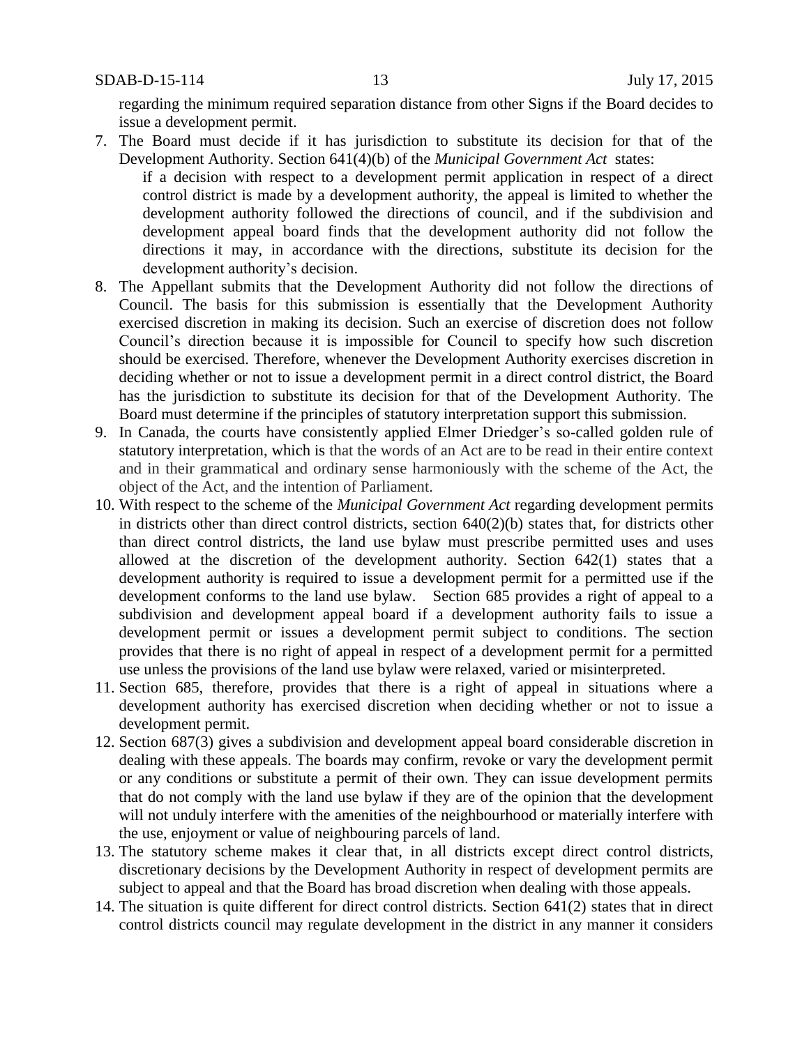regarding the minimum required separation distance from other Signs if the Board decides to issue a development permit.

7. The Board must decide if it has jurisdiction to substitute its decision for that of the Development Authority. Section 641(4)(b) of the *Municipal Government Act* states:

   if a decision with respect to a development permit application in respect of a direct control district is made by a development authority, the appeal is limited to whether the development authority followed the directions of council, and if the subdivision and development appeal board finds that the development authority did not follow the directions it may, in accordance with the directions, substitute its decision for the development authority's decision.

8. The Appellant submits that the Development Authority did not follow the directions of Council. The basis for this submission is essentially that the Development Authority exercised discretion in making its decision. Such an exercise of discretion does not follow Council's direction because it is impossible for Council to specify how such discretion should be exercised. Therefore, whenever the Development Authority exercises discretion in deciding whether or not to issue a development permit in a direct control district, the Board has the jurisdiction to substitute its decision for that of the Development Authority. The Board must determine if the principles of statutory interpretation support this submission.

9. In Canada, the courts have consistently applied Elmer Driedger's so-called golden rule of statutory interpretation, which is that the words of an Act are to be read in their entire context and in their grammatical and ordinary sense harmoniously with the scheme of the Act, the object of the Act, and the intention of Parliament.

10. With respect to the scheme of the *Municipal Government Act* regarding development permits in districts other than direct control districts, section 640(2)(b) states that, for districts other than direct control districts, the land use bylaw must prescribe permitted uses and uses allowed at the discretion of the development authority. Section 642(1) states that a development authority is required to issue a development permit for a permitted use if the development conforms to the land use bylaw. Section 685 provides a right of appeal to a subdivision and development appeal board if a development authority fails to issue a development permit or issues a development permit subject to conditions. The section provides that there is no right of appeal in respect of a development permit for a permitted use unless the provisions of the land use bylaw were relaxed, varied or misinterpreted.

11. Section 685, therefore, provides that there is a right of appeal in situations where a development authority has exercised discretion when deciding whether or not to issue a development permit.

12. Section 687(3) gives a subdivision and development appeal board considerable discretion in dealing with these appeals. The boards may confirm, revoke or vary the development permit or any conditions or substitute a permit of their own. They can issue development permits that do not comply with the land use bylaw if they are of the opinion that the development will not unduly interfere with the amenities of the neighbourhood or materially interfere with the use, enjoyment or value of neighbouring parcels of land.

13. The statutory scheme makes it clear that, in all districts except direct control districts, discretionary decisions by the Development Authority in respect of development permits are subject to appeal and that the Board has broad discretion when dealing with those appeals.

14. The situation is quite different for direct control districts. Section 641(2) states that in direct control districts council may regulate development in the district in any manner it considers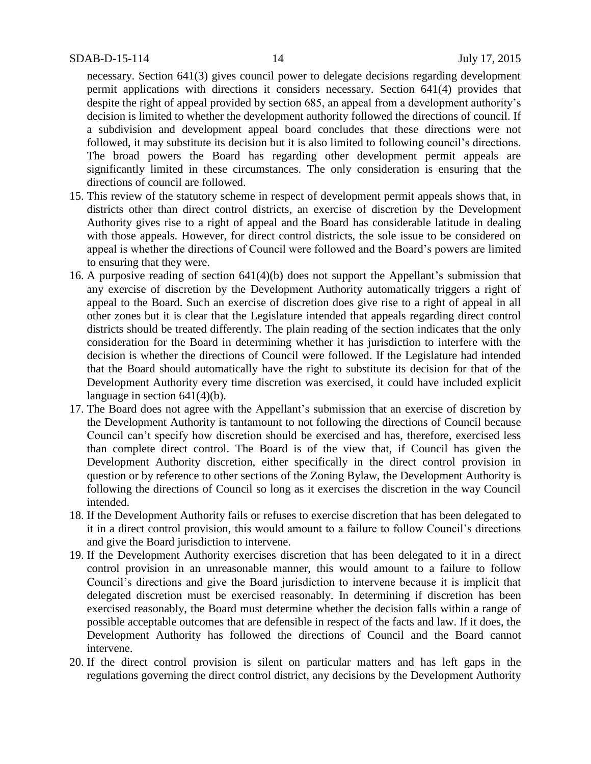necessary. Section 641(3) gives council power to delegate decisions regarding development permit applications with directions it considers necessary. Section 641(4) provides that despite the right of appeal provided by section 685, an appeal from a development authority's decision is limited to whether the development authority followed the directions of council. If a subdivision and development appeal board concludes that these directions were not followed, it may substitute its decision but it is also limited to following council's directions. The broad powers the Board has regarding other development permit appeals are significantly limited in these circumstances. The only consideration is ensuring that the directions of council are followed.

15. This review of the statutory scheme in respect of development permit appeals shows that, in districts other than direct control districts, an exercise of discretion by the Development Authority gives rise to a right of appeal and the Board has considerable latitude in dealing with those appeals. However, for direct control districts, the sole issue to be considered on appeal is whether the directions of Council were followed and the Board's powers are limited to ensuring that they were.
16. A purposive reading of section 641(4)(b) does not support the Appellant's submission that any exercise of discretion by the Development Authority automatically triggers a right of appeal to the Board. Such an exercise of discretion does give rise to a right of appeal in all other zones but it is clear that the Legislature intended that appeals regarding direct control districts should be treated differently. The plain reading of the section indicates that the only consideration for the Board in determining whether it has jurisdiction to interfere with the decision is whether the directions of Council were followed. If the Legislature had intended that the Board should automatically have the right to substitute its decision for that of the Development Authority every time discretion was exercised, it could have included explicit language in section 641(4)(b).
17. The Board does not agree with the Appellant's submission that an exercise of discretion by the Development Authority is tantamount to not following the directions of Council because Council can't specify how discretion should be exercised and has, therefore, exercised less than complete direct control. The Board is of the view that, if Council has given the Development Authority discretion, either specifically in the direct control provision in question or by reference to other sections of the Zoning Bylaw, the Development Authority is following the directions of Council so long as it exercises the discretion in the way Council intended.
18. If the Development Authority fails or refuses to exercise discretion that has been delegated to it in a direct control provision, this would amount to a failure to follow Council's directions and give the Board jurisdiction to intervene.
19. If the Development Authority exercises discretion that has been delegated to it in a direct control provision in an unreasonable manner, this would amount to a failure to follow Council's directions and give the Board jurisdiction to intervene because it is implicit that delegated discretion must be exercised reasonably. In determining if discretion has been exercised reasonably, the Board must determine whether the decision falls within a range of possible acceptable outcomes that are defensible in respect of the facts and law. If it does, the Development Authority has followed the directions of Council and the Board cannot intervene.
20. If the direct control provision is silent on particular matters and has left gaps in the regulations governing the direct control district, any decisions by the Development Authority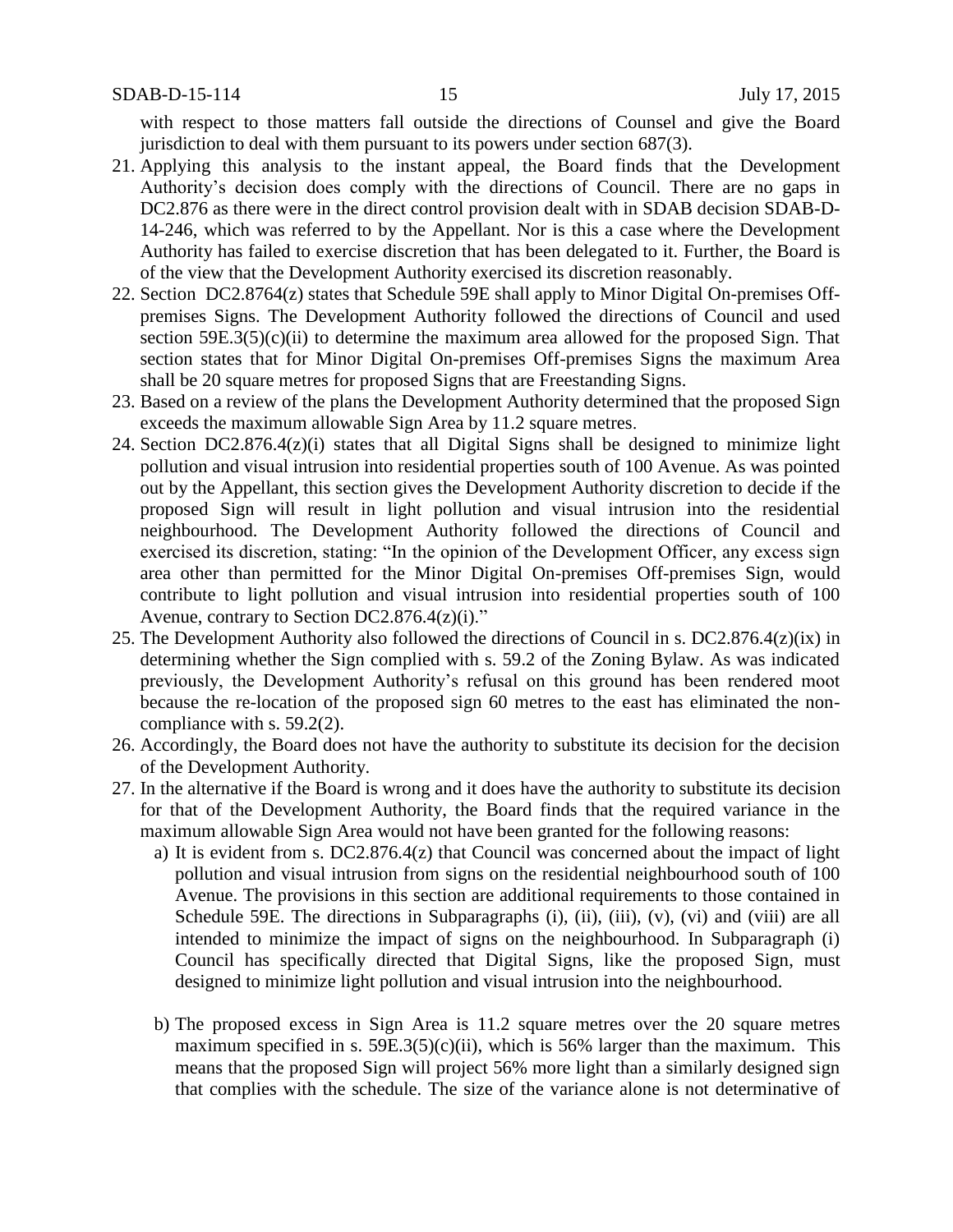with respect to those matters fall outside the directions of Counsel and give the Board jurisdiction to deal with them pursuant to its powers under section 687(3).

21. Applying this analysis to the instant appeal, the Board finds that the Development Authority's decision does comply with the directions of Council. There are no gaps in DC2.876 as there were in the direct control provision dealt with in SDAB decision SDAB-D-14-246, which was referred to by the Appellant. Nor is this a case where the Development Authority has failed to exercise discretion that has been delegated to it. Further, the Board is of the view that the Development Authority exercised its discretion reasonably.
22. Section DC2.8764(z) states that Schedule 59E shall apply to Minor Digital On-premises Off-premises Signs. The Development Authority followed the directions of Council and used section 59E.3(5)(c)(ii) to determine the maximum area allowed for the proposed Sign. That section states that for Minor Digital On-premises Off-premises Signs the maximum Area shall be 20 square metres for proposed Signs that are Freestanding Signs.
23. Based on a review of the plans the Development Authority determined that the proposed Sign exceeds the maximum allowable Sign Area by 11.2 square metres.
24. Section DC2.876.4(z)(i) states that all Digital Signs shall be designed to minimize light pollution and visual intrusion into residential properties south of 100 Avenue. As was pointed out by the Appellant, this section gives the Development Authority discretion to decide if the proposed Sign will result in light pollution and visual intrusion into the residential neighbourhood. The Development Authority followed the directions of Council and exercised its discretion, stating: "In the opinion of the Development Officer, any excess sign area other than permitted for the Minor Digital On-premises Off-premises Sign, would contribute to light pollution and visual intrusion into residential properties south of 100 Avenue, contrary to Section DC2.876.4(z)(i)."
25. The Development Authority also followed the directions of Council in s. DC2.876.4(z)(ix) in determining whether the Sign complied with s. 59.2 of the Zoning Bylaw. As was indicated previously, the Development Authority's refusal on this ground has been rendered moot because the re-location of the proposed sign 60 metres to the east has eliminated the non-compliance with s. 59.2(2).
26. Accordingly, the Board does not have the authority to substitute its decision for the decision of the Development Authority.
27. In the alternative if the Board is wrong and it does have the authority to substitute its decision for that of the Development Authority, the Board finds that the required variance in the maximum allowable Sign Area would not have been granted for the following reasons:
    a) It is evident from s. DC2.876.4(z) that Council was concerned about the impact of light pollution and visual intrusion from signs on the residential neighbourhood south of 100 Avenue. The provisions in this section are additional requirements to those contained in Schedule 59E. The directions in Subparagraphs (i), (ii), (iii), (v), (vi) and (viii) are all intended to minimize the impact of signs on the neighbourhood. In Subparagraph (i) Council has specifically directed that Digital Signs, like the proposed Sign, must designed to minimize light pollution and visual intrusion into the neighbourhood.

    b) The proposed excess in Sign Area is 11.2 square metres over the 20 square metres maximum specified in s. 59E.3(5)(c)(ii), which is 56% larger than the maximum. This means that the proposed Sign will project 56% more light than a similarly designed sign that complies with the schedule. The size of the variance alone is not determinative of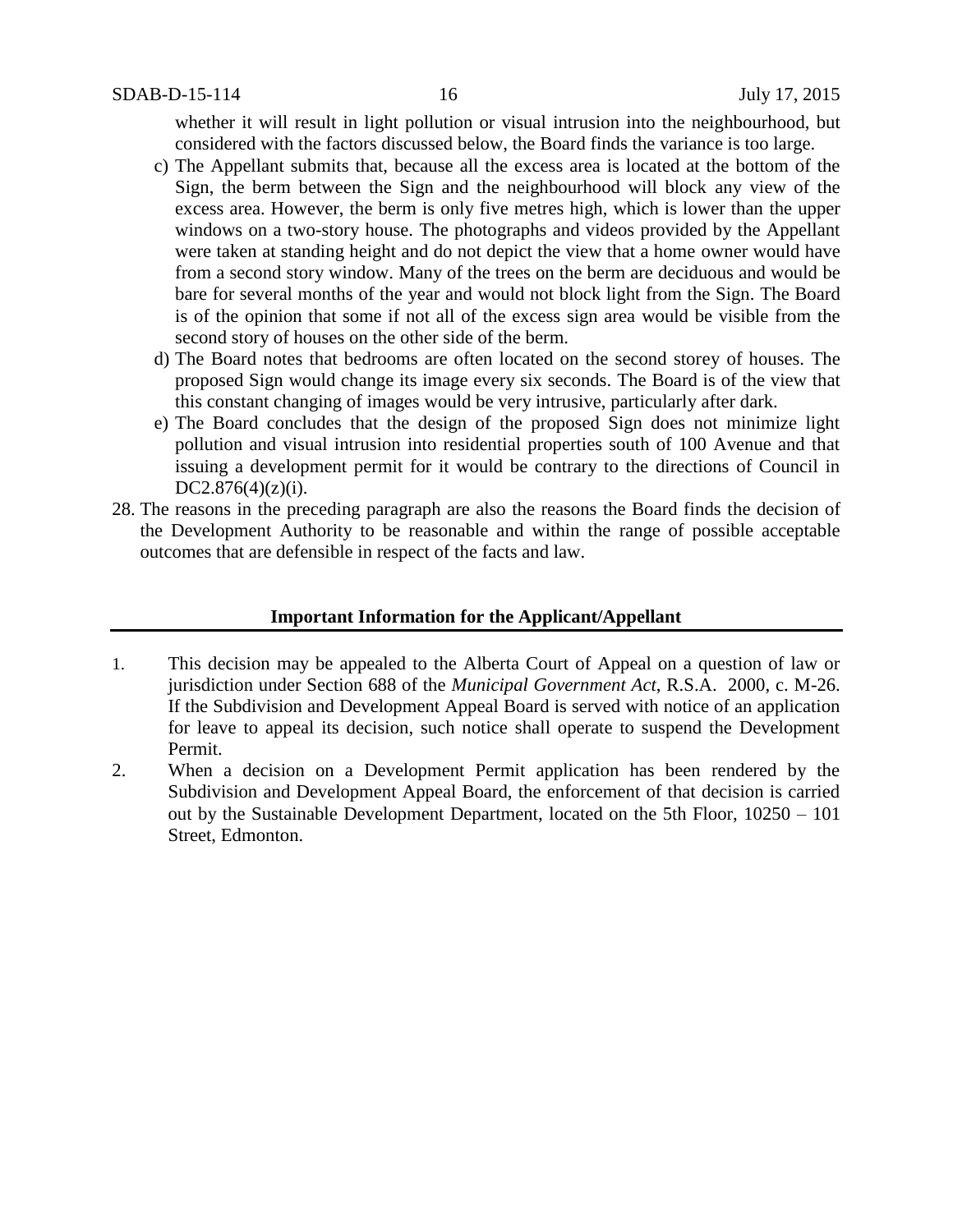whether it will result in light pollution or visual intrusion into the neighbourhood, but considered with the factors discussed below, the Board finds the variance is too large.

c) The Appellant submits that, because all the excess area is located at the bottom of the Sign, the berm between the Sign and the neighbourhood will block any view of the excess area. However, the berm is only five metres high, which is lower than the upper windows on a two-story house. The photographs and videos provided by the Appellant were taken at standing height and do not depict the view that a home owner would have from a second story window. Many of the trees on the berm are deciduous and would be bare for several months of the year and would not block light from the Sign. The Board is of the opinion that some if not all of the excess sign area would be visible from the second story of houses on the other side of the berm.

d) The Board notes that bedrooms are often located on the second storey of houses. The proposed Sign would change its image every six seconds. The Board is of the view that this constant changing of images would be very intrusive, particularly after dark.

e) The Board concludes that the design of the proposed Sign does not minimize light pollution and visual intrusion into residential properties south of 100 Avenue and that issuing a development permit for it would be contrary to the directions of Council in DC2.876(4)(z)(i).

28. The reasons in the preceding paragraph are also the reasons the Board finds the decision of the Development Authority to be reasonable and within the range of possible acceptable outcomes that are defensible in respect of the facts and law.

## Important Information for the Applicant/Appellant

1. This decision may be appealed to the Alberta Court of Appeal on a question of law or jurisdiction under Section 688 of the *Municipal Government Act*, R.S.A. 2000, c. M-26. If the Subdivision and Development Appeal Board is served with notice of an application for leave to appeal its decision, such notice shall operate to suspend the Development Permit.
2. When a decision on a Development Permit application has been rendered by the Subdivision and Development Appeal Board, the enforcement of that decision is carried out by the Sustainable Development Department, located on the 5th Floor, 10250 – 101 Street, Edmonton.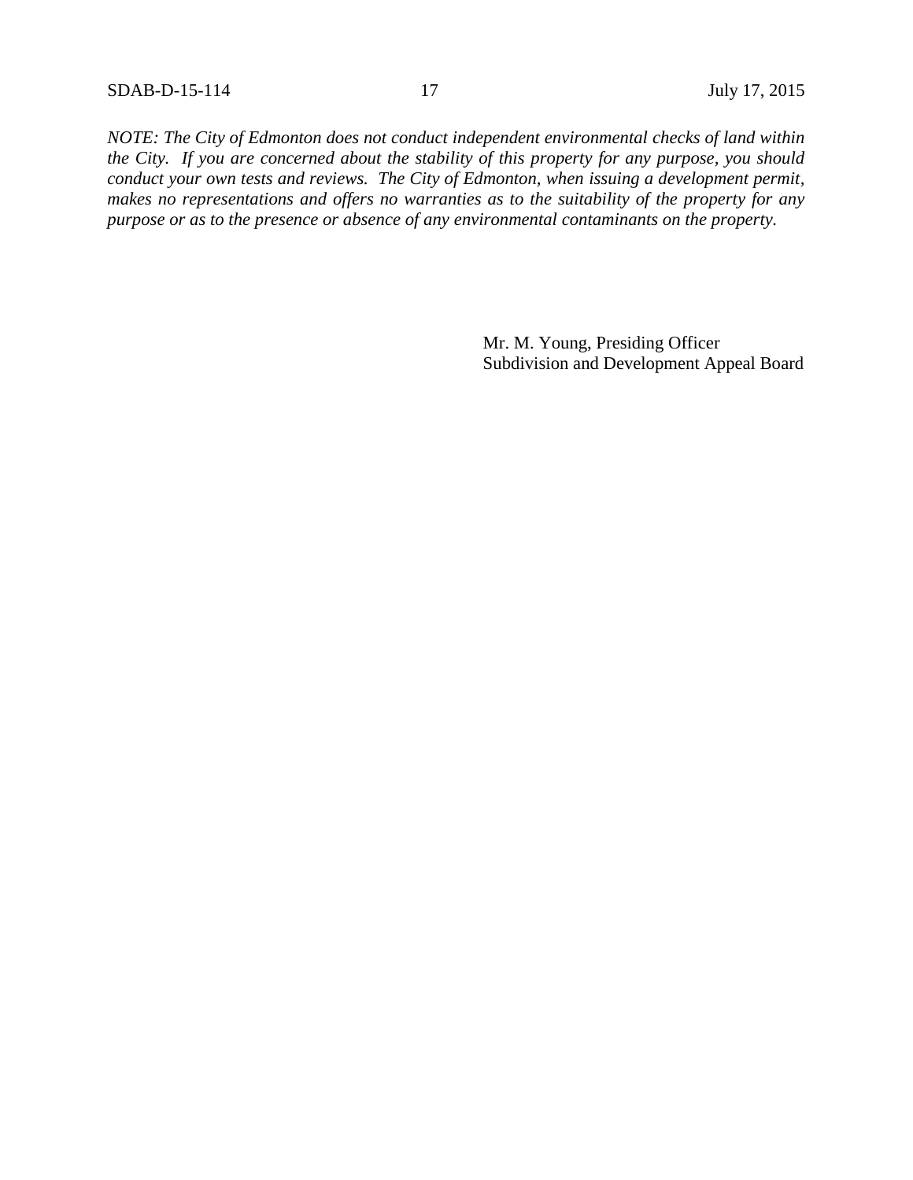*NOTE: The City of Edmonton does not conduct independent environmental checks of land within the City. If you are concerned about the stability of this property for any purpose, you should conduct your own tests and reviews. The City of Edmonton, when issuing a development permit, makes no representations and offers no warranties as to the suitability of the property for any purpose or as to the presence or absence of any environmental contaminants on the property.*

Mr. M. Young, Presiding Officer
Subdivision and Development Appeal Board